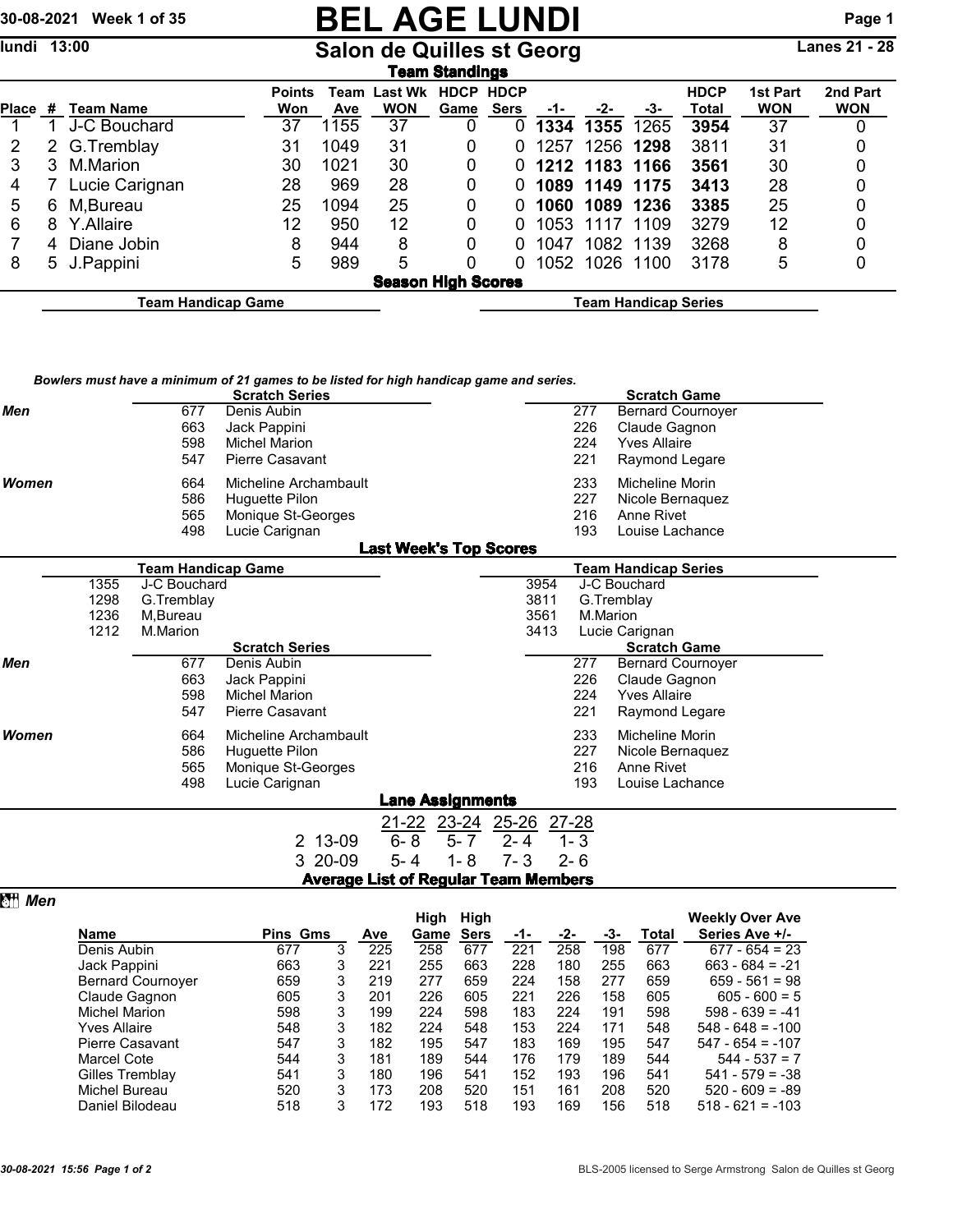30-08-2021 Week 1 of 35

# BEL AGE LUNDI

lundi 13:00

## Salon de Quilles st Georg

Lanes 21 - 28

### Team Standings

| Place | # | Team Name | Points Won | Team Ave | Last Wk WON | HDCP Game | HDCP Sers | -1- | -2- | -3- | HDCP Total | 1st Part WON | 2nd Part WON |
|---|---|---|---|---|---|---|---|---|---|---|---|---|---|
| 1 | 1 | J-C Bouchard | 37 | 1155 | 37 | 0 | 0 | **1334** | **1355** | 1265 | **3954** | 37 | 0 |
| 2 | 2 | G.Tremblay | 31 | 1049 | 31 | 0 | 0 | 1257 | 1256 | **1298** | 3811 | 31 | 0 |
| 3 | 3 | M.Marion | 30 | 1021 | 30 | 0 | 0 | **1212** | **1183** | **1166** | **3561** | 30 | 0 |
| 4 | 7 | Lucie Carignan | 28 | 969 | 28 | 0 | 0 | **1089** | **1149** | **1175** | **3413** | 28 | 0 |
| 5 | 6 | M,Bureau | 25 | 1094 | 25 | 0 | 0 | **1060** | **1089** | **1236** | **3385** | 25 | 0 |
| 6 | 8 | Y.Allaire | 12 | 950 | 12 | 0 | 0 | 1053 | 1117 | 1109 | 3279 | 12 | 0 |
| 7 | 4 | Diane Jobin | 8 | 944 | 8 | 0 | 0 | 1047 | 1082 | 1139 | 3268 | 8 | 0 |
| 8 | 5 | J.Pappini | 5 | 989 | 5 | 0 | 0 | 1052 | 1026 | 1100 | 3178 | 5 | 0 |

### Season High Scores

**Team Handicap Game** | **Team Handicap Series**

*Bowlers must have a minimum of 21 games to be listed for high handicap game and series.*

| | Scratch Series | | Scratch Game | |
|---|---|---|---|---|
| **Men** | 677 | Denis Aubin | 277 | Bernard Cournoyer |
| | 663 | Jack Pappini | 226 | Claude Gagnon |
| | 598 | Michel Marion | 224 | Yves Allaire |
| | 547 | Pierre Casavant | 221 | Raymond Legare |
| **Women** | 664 | Micheline Archambault | 233 | Micheline Morin |
| | 586 | Huguette Pilon | 227 | Nicole Bernaquez |
| | 565 | Monique St-Georges | 216 | Anne Rivet |
| | 498 | Lucie Carignan | 193 | Louise Lachance |

### Last Week's Top Scores

| Team Handicap Game | | Team Handicap Series | |
|---|---|---|---|
| 1355 | J-C Bouchard | 3954 | J-C Bouchard |
| 1298 | G.Tremblay | 3811 | G.Tremblay |
| 1236 | M,Bureau | 3561 | M.Marion |
| 1212 | M.Marion | 3413 | Lucie Carignan |

| | Scratch Series | | Scratch Game | |
|---|---|---|---|---|
| **Men** | 677 | Denis Aubin | 277 | Bernard Cournoyer |
| | 663 | Jack Pappini | 226 | Claude Gagnon |
| | 598 | Michel Marion | 224 | Yves Allaire |
| | 547 | Pierre Casavant | 221 | Raymond Legare |
| **Women** | 664 | Micheline Archambault | 233 | Micheline Morin |
| | 586 | Huguette Pilon | 227 | Nicole Bernaquez |
| | 565 | Monique St-Georges | 216 | Anne Rivet |
| | 498 | Lucie Carignan | 193 | Louise Lachance |

### Lane Assignments

| | | 21-22 | 23-24 | 25-26 | 27-28 |
|---|---|---|---|---|---|
| 2 | 13-09 | 6- 8 | 5- 7 | 2- 4 | 1- 3 |
| 3 | 20-09 | 5- 4 | 1- 8 | 7- 3 | 2- 6 |

### Average List of Regular Team Members

*Men*

| Name | Pins | Gms | Ave | High Game | High Sers | -1- | -2- | -3- | Total | Weekly Over Ave Series Ave +/- |
|---|---|---|---|---|---|---|---|---|---|---|
| Denis Aubin | 677 | 3 | 225 | 258 | 677 | 221 | 258 | 198 | 677 | 677 - 654 = 23 |
| Jack Pappini | 663 | 3 | 221 | 255 | 663 | 228 | 180 | 255 | 663 | 663 - 684 = -21 |
| Bernard Cournoyer | 659 | 3 | 219 | 277 | 659 | 224 | 158 | 277 | 659 | 659 - 561 = 98 |
| Claude Gagnon | 605 | 3 | 201 | 226 | 605 | 221 | 226 | 158 | 605 | 605 - 600 = 5 |
| Michel Marion | 598 | 3 | 199 | 224 | 598 | 183 | 224 | 191 | 598 | 598 - 639 = -41 |
| Yves Allaire | 548 | 3 | 182 | 224 | 548 | 153 | 224 | 171 | 548 | 548 - 648 = -100 |
| Pierre Casavant | 547 | 3 | 182 | 195 | 547 | 183 | 169 | 195 | 547 | 547 - 654 = -107 |
| Marcel Cote | 544 | 3 | 181 | 189 | 544 | 176 | 179 | 189 | 544 | 544 - 537 = 7 |
| Gilles Tremblay | 541 | 3 | 180 | 196 | 541 | 152 | 193 | 196 | 541 | 541 - 579 = -38 |
| Michel Bureau | 520 | 3 | 173 | 208 | 520 | 151 | 161 | 208 | 520 | 520 - 609 = -89 |
| Daniel Bilodeau | 518 | 3 | 172 | 193 | 518 | 193 | 169 | 156 | 518 | 518 - 621 = -103 |

BLS-2005 licensed to Serge Armstrong Salon de Quilles st Georg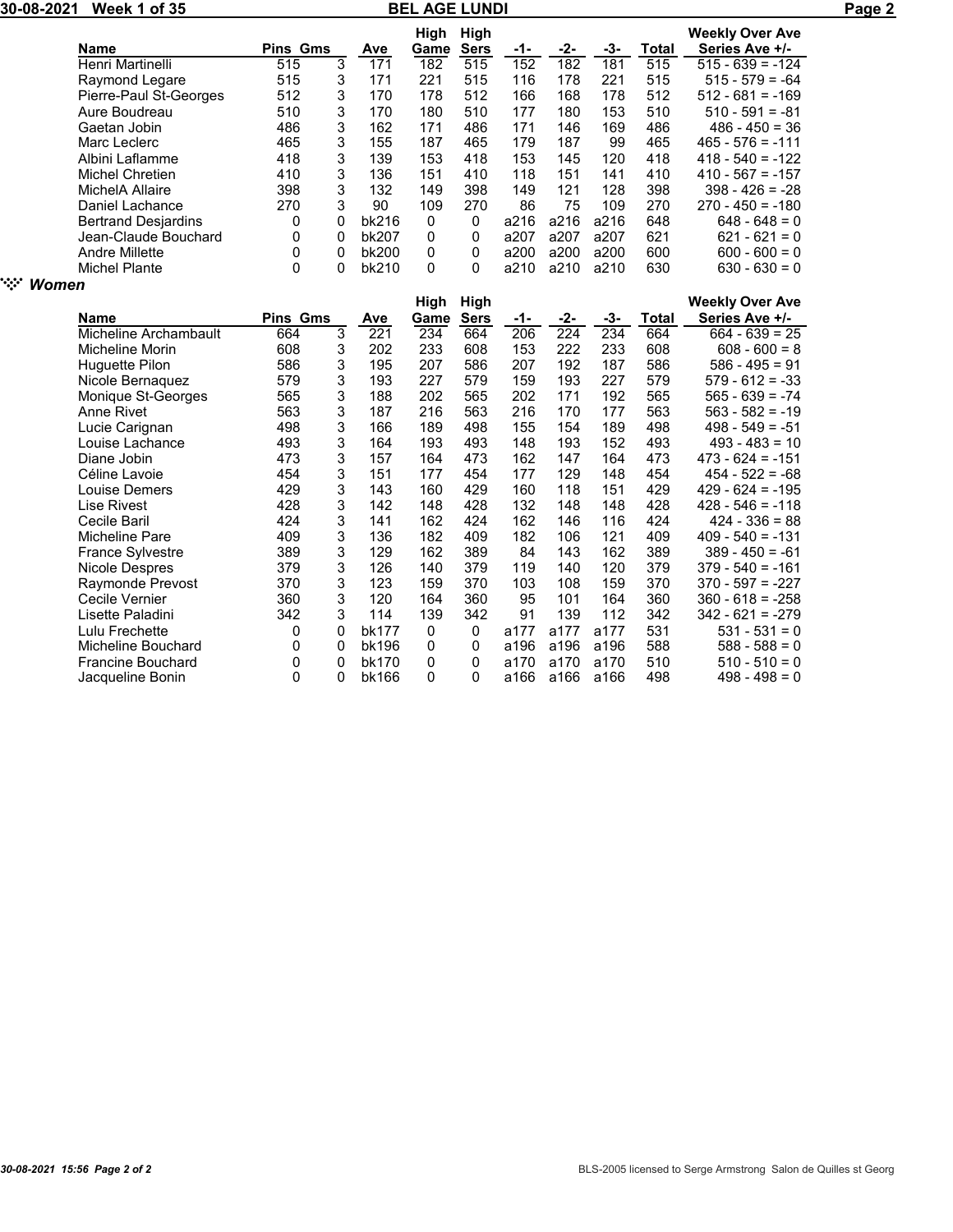| Name | Pins | Gms | Ave | High Game | High Sers | -1- | -2- | -3- | Total | Weekly Over Ave Series Ave +/- |
|---|---|---|---|---|---|---|---|---|---|---|
| Henri Martinelli | 515 | 3 | 171 | 182 | 515 | 152 | 182 | 181 | 515 | 515 - 639 = -124 |
| Raymond Legare | 515 | 3 | 171 | 221 | 515 | 116 | 178 | 221 | 515 | 515 - 579 = -64 |
| Pierre-Paul St-Georges | 512 | 3 | 170 | 178 | 512 | 166 | 168 | 178 | 512 | 512 - 681 = -169 |
| Aure Boudreau | 510 | 3 | 170 | 180 | 510 | 177 | 180 | 153 | 510 | 510 - 591 = -81 |
| Gaetan Jobin | 486 | 3 | 162 | 171 | 486 | 171 | 146 | 169 | 486 | 486 - 450 = 36 |
| Marc Leclerc | 465 | 3 | 155 | 187 | 465 | 179 | 187 | 99 | 465 | 465 - 576 = -111 |
| Albini Laflamme | 418 | 3 | 139 | 153 | 418 | 153 | 145 | 120 | 418 | 418 - 540 = -122 |
| Michel Chretien | 410 | 3 | 136 | 151 | 410 | 118 | 151 | 141 | 410 | 410 - 567 = -157 |
| MichelA Allaire | 398 | 3 | 132 | 149 | 398 | 149 | 121 | 128 | 398 | 398 - 426 = -28 |
| Daniel Lachance | 270 | 3 | 90 | 109 | 270 | 86 | 75 | 109 | 270 | 270 - 450 = -180 |
| Bertrand Desjardins | 0 | 0 | bk216 | 0 | 0 | a216 | a216 | a216 | 648 | 648 - 648 = 0 |
| Jean-Claude Bouchard | 0 | 0 | bk207 | 0 | 0 | a207 | a207 | a207 | 621 | 621 - 621 = 0 |
| Andre Millette | 0 | 0 | bk200 | 0 | 0 | a200 | a200 | a200 | 600 | 600 - 600 = 0 |
| Michel Plante | 0 | 0 | bk210 | 0 | 0 | a210 | a210 | a210 | 630 | 630 - 630 = 0 |

### *Women*

| Name | Pins | Gms | Ave | High Game | High Sers | -1- | -2- | -3- | Total | Weekly Over Ave Series Ave +/- |
|---|---|---|---|---|---|---|---|---|---|---|
| Micheline Archambault | 664 | 3 | 221 | 234 | 664 | 206 | 224 | 234 | 664 | 664 - 639 = 25 |
| Micheline Morin | 608 | 3 | 202 | 233 | 608 | 153 | 222 | 233 | 608 | 608 - 600 = 8 |
| Huguette Pilon | 586 | 3 | 195 | 207 | 586 | 207 | 192 | 187 | 586 | 586 - 495 = 91 |
| Nicole Bernaquez | 579 | 3 | 193 | 227 | 579 | 159 | 193 | 227 | 579 | 579 - 612 = -33 |
| Monique St-Georges | 565 | 3 | 188 | 202 | 565 | 202 | 171 | 192 | 565 | 565 - 639 = -74 |
| Anne Rivet | 563 | 3 | 187 | 216 | 563 | 216 | 170 | 177 | 563 | 563 - 582 = -19 |
| Lucie Carignan | 498 | 3 | 166 | 189 | 498 | 155 | 154 | 189 | 498 | 498 - 549 = -51 |
| Louise Lachance | 493 | 3 | 164 | 193 | 493 | 148 | 193 | 152 | 493 | 493 - 483 = 10 |
| Diane Jobin | 473 | 3 | 157 | 164 | 473 | 162 | 147 | 164 | 473 | 473 - 624 = -151 |
| Céline Lavoie | 454 | 3 | 151 | 177 | 454 | 177 | 129 | 148 | 454 | 454 - 522 = -68 |
| Louise Demers | 429 | 3 | 143 | 160 | 429 | 160 | 118 | 151 | 429 | 429 - 624 = -195 |
| Lise Rivest | 428 | 3 | 142 | 148 | 428 | 132 | 148 | 148 | 428 | 428 - 546 = -118 |
| Cecile Baril | 424 | 3 | 141 | 162 | 424 | 162 | 146 | 116 | 424 | 424 - 336 = 88 |
| Micheline Pare | 409 | 3 | 136 | 182 | 409 | 182 | 106 | 121 | 409 | 409 - 540 = -131 |
| France Sylvestre | 389 | 3 | 129 | 162 | 389 | 84 | 143 | 162 | 389 | 389 - 450 = -61 |
| Nicole Despres | 379 | 3 | 126 | 140 | 379 | 119 | 140 | 120 | 379 | 379 - 540 = -161 |
| Raymonde Prevost | 370 | 3 | 123 | 159 | 370 | 103 | 108 | 159 | 370 | 370 - 597 = -227 |
| Cecile Vernier | 360 | 3 | 120 | 164 | 360 | 95 | 101 | 164 | 360 | 360 - 618 = -258 |
| Lisette Paladini | 342 | 3 | 114 | 139 | 342 | 91 | 139 | 112 | 342 | 342 - 621 = -279 |
| Lulu Frechette | 0 | 0 | bk177 | 0 | 0 | a177 | a177 | a177 | 531 | 531 - 531 = 0 |
| Micheline Bouchard | 0 | 0 | bk196 | 0 | 0 | a196 | a196 | a196 | 588 | 588 - 588 = 0 |
| Francine Bouchard | 0 | 0 | bk170 | 0 | 0 | a170 | a170 | a170 | 510 | 510 - 510 = 0 |
| Jacqueline Bonin | 0 | 0 | bk166 | 0 | 0 | a166 | a166 | a166 | 498 | 498 - 498 = 0 |